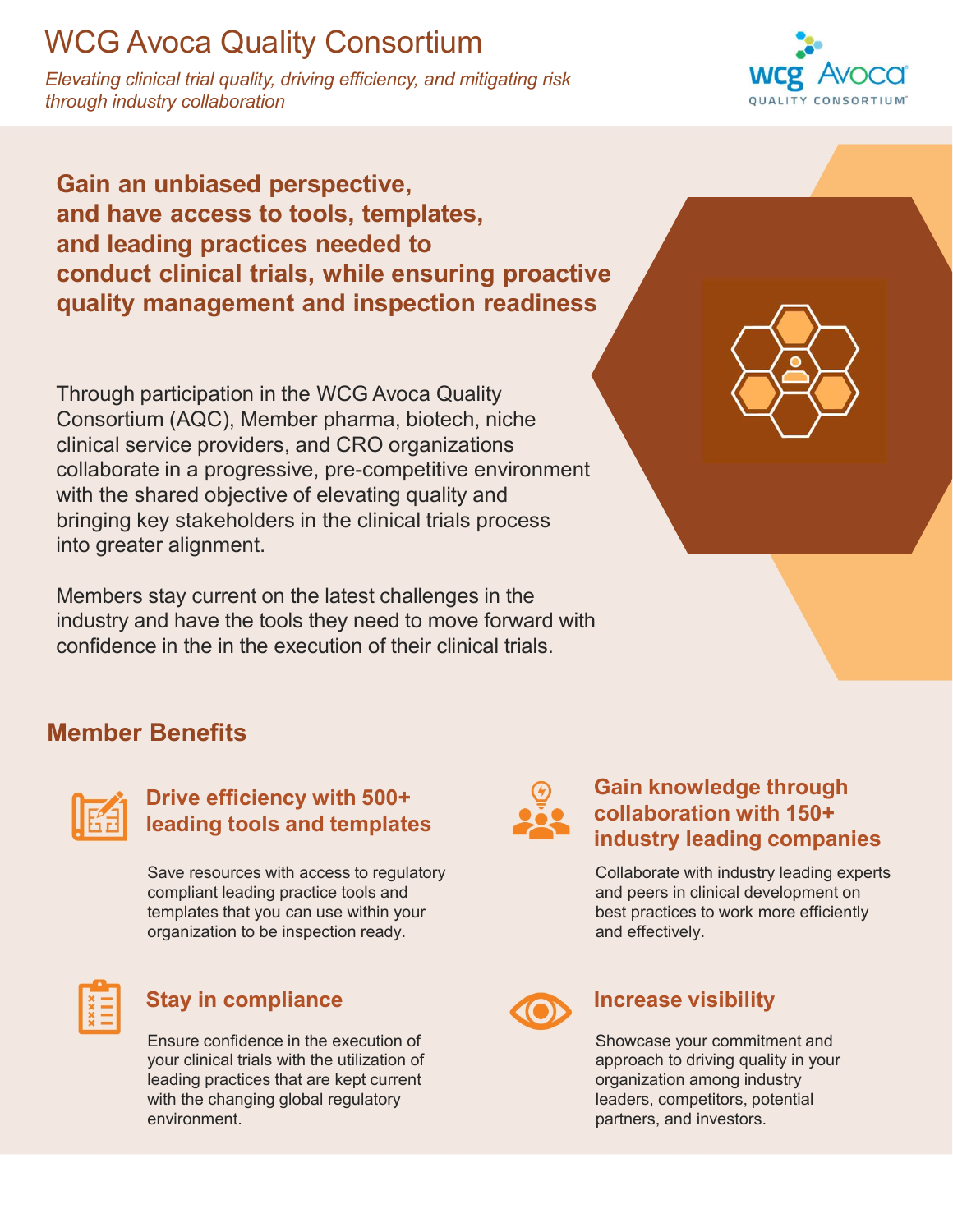# WCG Avoca Quality Consortium

*Elevating clinical trial quality, driving efficiency, and mitigating risk through industry collaboration*

**Gain an unbiased perspective, and have access to tools, templates, and leading practices needed to conduct clinical trials, while ensuring proactive quality management and inspection readiness**

Through participation in the WCG Avoca Quality Consortium (AQC), Member pharma, biotech, niche clinical service providers, and CRO organizations collaborate in a progressive, pre-competitive environment with the shared objective of elevating quality and bringing key stakeholders in the clinical trials process into greater alignment.

Members stay current on the latest challenges in the industry and have the tools they need to move forward with confidence in the in the execution of their clinical trials.

## Member Benefits

### Drive efficiency with 500+ leading tools and templates

Save resources with access to regulatory compliant leading practice tools and templates that you can use within your organization to be inspection ready.

### Gain knowledge through collaboration with 150+ industry leading companies

Collaborate with industry leading experts and peers in clinical development on best practices to work more efficiently and effectively.

### Stay in compliance

Ensure confidence in the execution of your clinical trials with the utilization of leading practices that are kept current with the changing global regulatory environment.

### Increase visibility

Showcase your commitment and approach to driving quality in your organization among industry leaders, competitors, potential partners, and investors.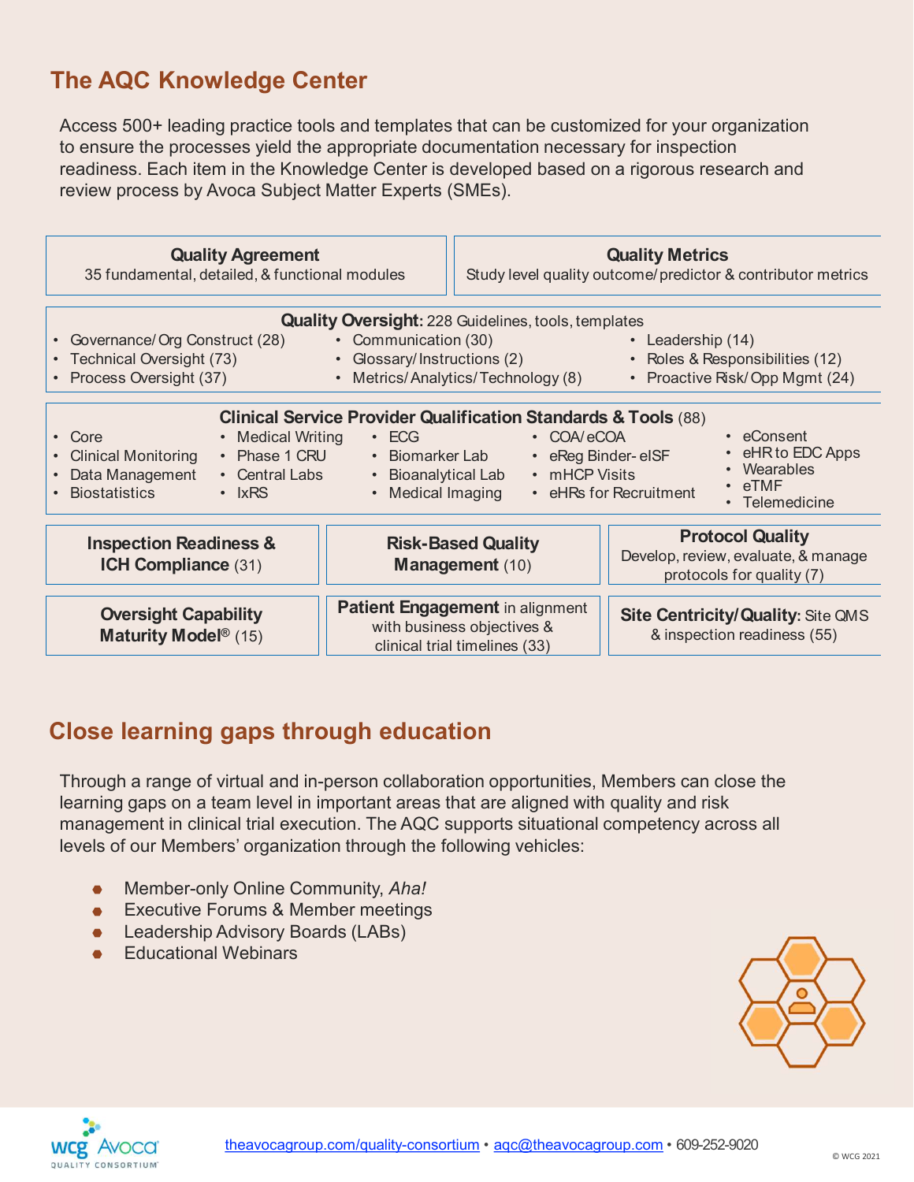## The AQC Knowledge Center

Access 500+ leading practice tools and templates that can be customized for your organization to ensure the processes yield the appropriate documentation necessary for inspection readiness. Each item in the Knowledge Center is developed based on a rigorous research and review process by Avoca Subject Matter Experts (SMEs).

**Quality Agreement**
35 fundamental, detailed, & functional modules

**Quality Metrics**
Study level quality outcome/predictor & contributor metrics

**Quality Oversight:** 228 Guidelines, tools, templates

- Governance/Org Construct (28)
- Technical Oversight (73)
- Process Oversight (37)
- Communication (30)
- Glossary/Instructions (2)
- Metrics/Analytics/Technology (8)
- Leadership (14)
- Roles & Responsibilities (12)
- Proactive Risk/Opp Mgmt (24)

**Clinical Service Provider Qualification Standards & Tools** (88)

- Core
- Clinical Monitoring
- Data Management
- Biostatistics
- Medical Writing
- Phase 1 CRU
- Central Labs
- IxRS
- ECG
- Biomarker Lab
- Bioanalytical Lab
- Medical Imaging
- COA/eCOA
- eReg Binder-eISF
- mHCP Visits
- eHRs for Recruitment
- eConsent
- eHR to EDC Apps
- Wearables
- eTMF
- Telemedicine

**Inspection Readiness & ICH Compliance** (31)

**Risk-Based Quality Management** (10)

**Protocol Quality**
Develop, review, evaluate, & manage protocols for quality (7)

**Oversight Capability Maturity Model®** (15)

**Patient Engagement** in alignment with business objectives & clinical trial timelines (33)

**Site Centricity/Quality:** Site QMS & inspection readiness (55)

## Close learning gaps through education

Through a range of virtual and in-person collaboration opportunities, Members can close the learning gaps on a team level in important areas that are aligned with quality and risk management in clinical trial execution. The AQC supports situational competency across all levels of our Members' organization through the following vehicles:

- Member-only Online Community, *Aha!*
- Executive Forums & Member meetings
- Leadership Advisory Boards (LABs)
- Educational Webinars

theavocagroup.com/quality-consortium • aqc@theavocagroup.com • 609-252-9020

© WCG 2021